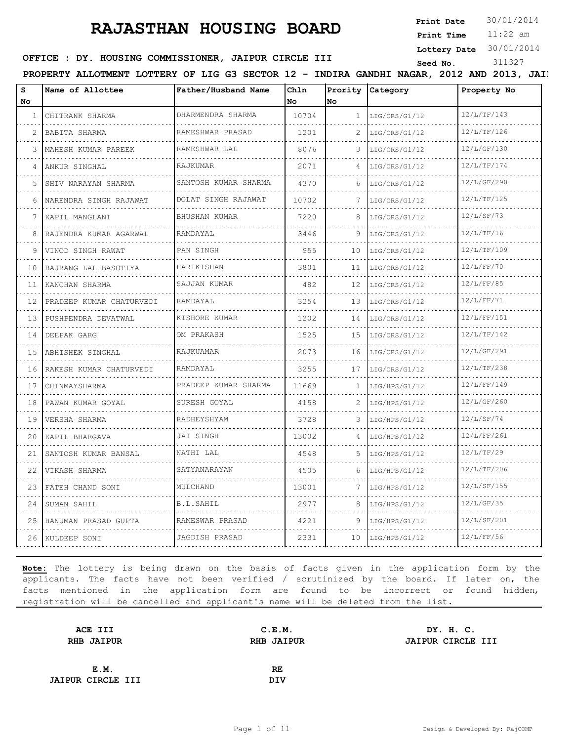# RAJASTHAN HOUSING BOARD

**Print Date** 30/01/2014
**Print Time** 11:22 am
**Lottery Date** 30/01/2014
**Seed No.** 311327

**OFFICE : DY. HOUSING COMMISSIONER, JAIPUR CIRCLE III**

**PROPERTY ALLOTMENT LOTTERY OF LIG G3 SECTOR 12 - INDIRA GANDHI NAGAR, 2012 AND 2013, JAI**

| S No | Name of Allottee | Father/Husband Name | Chln No | Prority No | Category | Property No |
|---|---|---|---|---|---|---|
| 1 | CHITRANK SHARMA | DHARMENDRA SHARMA | 10704 | 1 | LIG/ORS/G1/12 | 12/L/TF/143 |
| 2 | BABITA SHARMA | RAMESHWAR PRASAD | 1201 | 2 | LIG/ORS/G1/12 | 12/L/TF/126 |
| 3 | MAHESH KUMAR PAREEK | RAMESHWAR LAL | 8076 | 3 | LIG/ORS/G1/12 | 12/L/GF/130 |
| 4 | ANKUR SINGHAL | RAJKUMAR | 2071 | 4 | LIG/ORS/G1/12 | 12/L/TF/174 |
| 5 | SHIV NARAYAN SHARMA | SANTOSH KUMAR SHARMA | 4370 | 6 | LIG/ORS/G1/12 | 12/L/GF/290 |
| 6 | NARENDRA SINGH RAJAWAT | DOLAT SINGH RAJAWAT | 10702 | 7 | LIG/ORS/G1/12 | 12/L/TF/125 |
| 7 | KAPIL MANGLANI | BHUSHAN KUMAR | 7220 | 8 | LIG/ORS/G1/12 | 12/L/SF/73 |
| 8 | RAJENDRA KUMAR AGARWAL | RAMDAYAL | 3446 | 9 | LIG/ORS/G1/12 | 12/L/TF/16 |
| 9 | VINOD SINGH RAWAT | PAN SINGH | 955 | 10 | LIG/ORS/G1/12 | 12/L/TF/109 |
| 10 | BAJRANG LAL BASOTIYA | HARIKISHAN | 3801 | 11 | LIG/ORS/G1/12 | 12/L/FF/70 |
| 11 | KANCHAN SHARMA | SAJJAN KUMAR | 482 | 12 | LIG/ORS/G1/12 | 12/L/FF/85 |
| 12 | PRADEEP KUMAR CHATURVEDI | RAMDAYAL | 3254 | 13 | LIG/ORS/G1/12 | 12/L/FF/71 |
| 13 | PUSHPENDRA DEVATWAL | KISHORE KUMAR | 1202 | 14 | LIG/ORS/G1/12 | 12/L/FF/151 |
| 14 | DEEPAK GARG | OM PRAKASH | 1525 | 15 | LIG/ORS/G1/12 | 12/L/TF/142 |
| 15 | ABHISHEK SINGHAL | RAJKUAMAR | 2073 | 16 | LIG/ORS/G1/12 | 12/L/GF/291 |
| 16 | RAKESH KUMAR CHATURVEDI | RAMDAYAL | 3255 | 17 | LIG/ORS/G1/12 | 12/L/TF/238 |
| 17 | CHINMAYSHARMA | PRADEEP KUMAR SHARMA | 11669 | 1 | LIG/HPS/G1/12 | 12/L/FF/149 |
| 18 | PAWAN KUMAR GOYAL | SURESH GOYAL | 4158 | 2 | LIG/HPS/G1/12 | 12/L/GF/260 |
| 19 | VERSHA SHARMA | RADHEYSHYAM | 3728 | 3 | LIG/HPS/G1/12 | 12/L/SF/74 |
| 20 | KAPIL BHARGAVA | JAI SINGH | 13002 | 4 | LIG/HPS/G1/12 | 12/L/FF/261 |
| 21 | SANTOSH KUMAR BANSAL | NATHI LAL | 4548 | 5 | LIG/HPS/G1/12 | 12/L/TF/29 |
| 22 | VIKASH SHARMA | SATYANARAYAN | 4505 | 6 | LIG/HPS/G1/12 | 12/L/TF/206 |
| 23 | FATEH CHAND SONI | MULCHAND | 13001 | 7 | LIG/HPS/G1/12 | 12/L/SF/155 |
| 24 | SUMAN SAHIL | B.L.SAHIL | 2977 | 8 | LIG/HPS/G1/12 | 12/L/GF/35 |
| 25 | HANUMAN PRASAD GUPTA | RAMESWAR PRASAD | 4221 | 9 | LIG/HPS/G1/12 | 12/L/SF/201 |
| 26 | KULDEEP SONI | JAGDISH PRASAD | 2331 | 10 | LIG/HPS/G1/12 | 12/L/FF/56 |

**Note:** The lottery is being drawn on the basis of facts given in the application form by the applicants. The facts have not been verified / scrutinized by the board. If later on, the facts mentioned in the application form are found to be incorrect or found hidden, registration will be cancelled and applicant's name will be deleted from the list.

| | | |
|---|---|---|
| **ACE III** | **C.E.M.** | **DY. H. C.** |
| **RHB JAIPUR** | **RHB JAIPUR** | **JAIPUR CIRCLE III** |
| **E.M.** | **RE** | |
| **JAIPUR CIRCLE III** | **DIV** | |

Design & Developed By: RajCOMP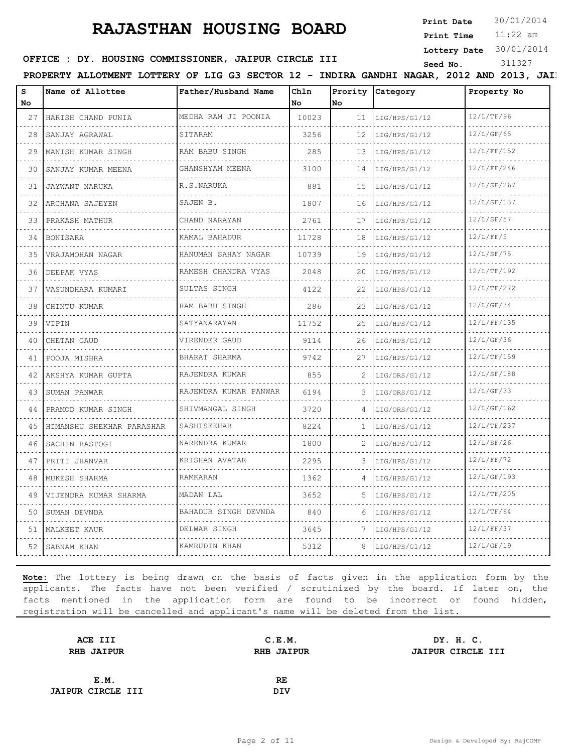# RAJASTHAN HOUSING BOARD

**Print Date** 30/01/2014
**Print Time** 11:22 am
**Lottery Date** 30/01/2014
**Seed No.** 311327

**OFFICE : DY. HOUSING COMMISSIONER, JAIPUR CIRCLE III**

**PROPERTY ALLOTMENT LOTTERY OF LIG G3 SECTOR 12 - INDIRA GANDHI NAGAR, 2012 AND 2013, JAI**

| S No | Name of Allottee | Father/Husband Name | Chln No | Prority No | Category | Property No |
|---|---|---|---|---|---|---|
| 27 | HARISH CHAND PUNIA | MEDHA RAM JI POONIA | 10023 | 11 | LIG/HPS/G1/12 | 12/L/TF/96 |
| 28 | SANJAY AGRAWAL | SITARAM | 3256 | 12 | LIG/HPS/G1/12 | 12/L/GF/65 |
| 29 | MANISH KUMAR SINGH | RAM BABU SINGH | 285 | 13 | LIG/HPS/G1/12 | 12/L/FF/152 |
| 30 | SANJAY KUMAR MEENA | GHANSHYAM MEENA | 3100 | 14 | LIG/HPS/G1/12 | 12/L/FF/246 |
| 31 | JAYWANT NARUKA | R.S.NARUKA | 881 | 15 | LIG/HPS/G1/12 | 12/L/SF/267 |
| 32 | ARCHANA SAJEYEN | SAJEN B. | 1807 | 16 | LIG/HPS/G1/12 | 12/L/SF/137 |
| 33 | PRAKASH MATHUR | CHAND NARAYAN | 2761 | 17 | LIG/HPS/G1/12 | 12/L/SF/57 |
| 34 | BONISARA | KAMAL BAHADUR | 11728 | 18 | LIG/HPS/G1/12 | 12/L/FF/5 |
| 35 | VRAJAMOHAN NAGAR | HANUMAN SAHAY NAGAR | 10739 | 19 | LIG/HPS/G1/12 | 12/L/SF/75 |
| 36 | DEEPAK VYAS | RAMESH CHANDRA VYAS | 2048 | 20 | LIG/HPS/G1/12 | 12/L/TF/192 |
| 37 | VASUNDHARA KUMARI | SULTAS SINGH | 4122 | 22 | LIG/HPS/G1/12 | 12/L/TF/272 |
| 38 | CHINTU KUMAR | RAM BABU SINGH | 286 | 23 | LIG/HPS/G1/12 | 12/L/GF/34 |
| 39 | VIPIN | SATYANARAYAN | 11752 | 25 | LIG/HPS/G1/12 | 12/L/FF/135 |
| 40 | CHETAN GAUD | VIRENDER GAUD | 9114 | 26 | LIG/HPS/G1/12 | 12/L/GF/36 |
| 41 | POOJA MISHRA | BHARAT SHARMA | 9742 | 27 | LIG/HPS/G1/12 | 12/L/TF/159 |
| 42 | AKSHYA KUMAR GUPTA | RAJENDRA KUMAR | 855 | 2 | LIG/ORS/G1/12 | 12/L/SF/188 |
| 43 | SUMAN PANWAR | RAJENDRA KUMAR PANWAR | 6194 | 3 | LIG/ORS/G1/12 | 12/L/GF/33 |
| 44 | PRAMOD KUMAR SINGH | SHIVMANGAL SINGH | 3720 | 4 | LIG/ORS/G1/12 | 12/L/GF/162 |
| 45 | HIMANSHU SHEKHAR PARASHAR | SASHISEKHAR | 8224 | 1 | LIG/HPS/G1/12 | 12/L/TF/237 |
| 46 | SACHIN RASTOGI | NARENDRA KUMAR | 1800 | 2 | LIG/HPS/G1/12 | 12/L/SF/26 |
| 47 | PRITI JHANVAR | KRISHAN AVATAR | 2295 | 3 | LIG/HPS/G1/12 | 12/L/FF/72 |
| 48 | MUKESH SHARMA | RAMKARAN | 1362 | 4 | LIG/HPS/G1/12 | 12/L/GF/193 |
| 49 | VIJENDRA KUMAR SHARMA | MADAN LAL | 3652 | 5 | LIG/HPS/G1/12 | 12/L/TF/205 |
| 50 | SUMAN DEVNDA | BAHADUR SINGH DEVNDA | 840 | 6 | LIG/HPS/G1/12 | 12/L/TF/64 |
| 51 | MALKEET KAUR | DELWAR SINGH | 3645 | 7 | LIG/HPS/G1/12 | 12/L/FF/37 |
| 52 | SABNAM KHAN | KAMRUDIN KHAN | 5312 | 8 | LIG/HPS/G1/12 | 12/L/GF/19 |

**Note:** The lottery is being drawn on the basis of facts given in the application form by the applicants. The facts have not been verified / scrutinized by the board. If later on, the facts mentioned in the application form are found to be incorrect or found hidden, registration will be cancelled and applicant's name will be deleted from the list.

| | | |
|---|---|---|
| **ACE III**<br>**RHB JAIPUR** | **C.E.M.**<br>**RHB JAIPUR** | **DY. H. C.**<br>**JAIPUR CIRCLE III** |
| **E.M.**<br>**JAIPUR CIRCLE III** | **RE**<br>**DIV** | |

Design & Developed By: RajCOMP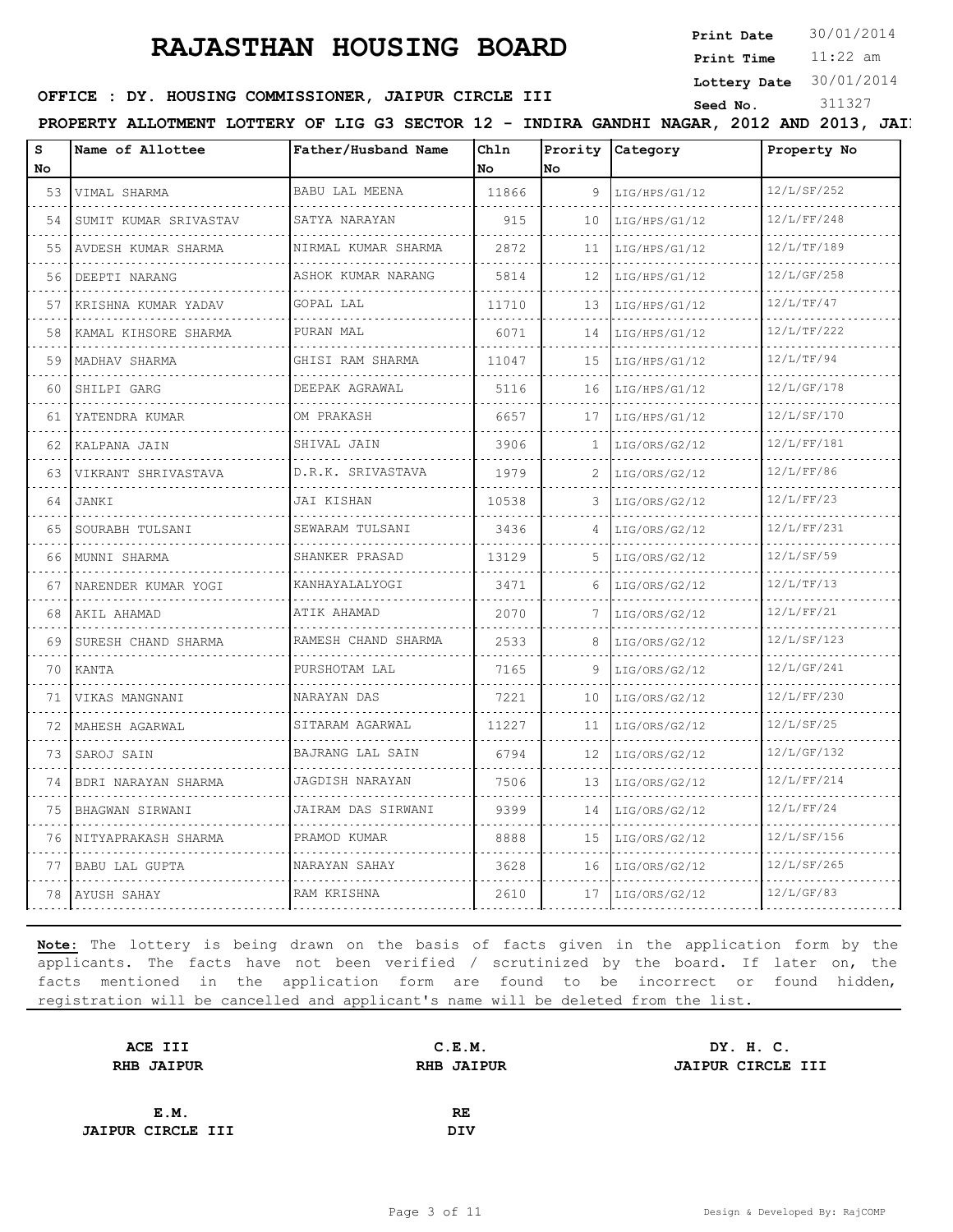# RAJASTHAN HOUSING BOARD

**Print Date** 30/01/2014
**Print Time** 11:22 am
**Lottery Date** 30/01/2014
**Seed No.** 311327

**OFFICE : DY. HOUSING COMMISSIONER, JAIPUR CIRCLE III**

**PROPERTY ALLOTMENT LOTTERY OF LIG G3 SECTOR 12 - INDIRA GANDHI NAGAR, 2012 AND 2013, JAI**

| S No | Name of Allottee | Father/Husband Name | Chln No | Prority No | Category | Property No |
|---|---|---|---|---|---|---|
| 53 | VIMAL SHARMA | BABU LAL MEENA | 11866 | 9 | LIG/HPS/G1/12 | 12/L/SF/252 |
| 54 | SUMIT KUMAR SRIVASTAV | SATYA NARAYAN | 915 | 10 | LIG/HPS/G1/12 | 12/L/FF/248 |
| 55 | AVDESH KUMAR SHARMA | NIRMAL KUMAR SHARMA | 2872 | 11 | LIG/HPS/G1/12 | 12/L/TF/189 |
| 56 | DEEPTI NARANG | ASHOK KUMAR NARANG | 5814 | 12 | LIG/HPS/G1/12 | 12/L/GF/258 |
| 57 | KRISHNA KUMAR YADAV | GOPAL LAL | 11710 | 13 | LIG/HPS/G1/12 | 12/L/TF/47 |
| 58 | KAMAL KIHSORE SHARMA | PURAN MAL | 6071 | 14 | LIG/HPS/G1/12 | 12/L/TF/222 |
| 59 | MADHAV SHARMA | GHISI RAM SHARMA | 11047 | 15 | LIG/HPS/G1/12 | 12/L/TF/94 |
| 60 | SHILPI GARG | DEEPAK AGRAWAL | 5116 | 16 | LIG/HPS/G1/12 | 12/L/GF/178 |
| 61 | YATENDRA KUMAR | OM PRAKASH | 6657 | 17 | LIG/HPS/G1/12 | 12/L/SF/170 |
| 62 | KALPANA JAIN | SHIVAL JAIN | 3906 | 1 | LIG/ORS/G2/12 | 12/L/FF/181 |
| 63 | VIKRANT SHRIVASTAVA | D.R.K. SRIVASTAVA | 1979 | 2 | LIG/ORS/G2/12 | 12/L/FF/86 |
| 64 | JANKI | JAI KISHAN | 10538 | 3 | LIG/ORS/G2/12 | 12/L/FF/23 |
| 65 | SOURABH TULSANI | SEWARAM TULSANI | 3436 | 4 | LIG/ORS/G2/12 | 12/L/FF/231 |
| 66 | MUNNI SHARMA | SHANKER PRASAD | 13129 | 5 | LIG/ORS/G2/12 | 12/L/SF/59 |
| 67 | NARENDER KUMAR YOGI | KANHAYALALYOGI | 3471 | 6 | LIG/ORS/G2/12 | 12/L/TF/13 |
| 68 | AKIL AHAMAD | ATIK AHAMAD | 2070 | 7 | LIG/ORS/G2/12 | 12/L/FF/21 |
| 69 | SURESH CHAND SHARMA | RAMESH CHAND SHARMA | 2533 | 8 | LIG/ORS/G2/12 | 12/L/SF/123 |
| 70 | KANTA | PURSHOTAM LAL | 7165 | 9 | LIG/ORS/G2/12 | 12/L/GF/241 |
| 71 | VIKAS MANGNANI | NARAYAN DAS | 7221 | 10 | LIG/ORS/G2/12 | 12/L/FF/230 |
| 72 | MAHESH AGARWAL | SITARAM AGARWAL | 11227 | 11 | LIG/ORS/G2/12 | 12/L/SF/25 |
| 73 | SAROJ SAIN | BAJRANG LAL SAIN | 6794 | 12 | LIG/ORS/G2/12 | 12/L/GF/132 |
| 74 | BDRI NARAYAN SHARMA | JAGDISH NARAYAN | 7506 | 13 | LIG/ORS/G2/12 | 12/L/FF/214 |
| 75 | BHAGWAN SIRWANI | JAIRAM DAS SIRWANI | 9399 | 14 | LIG/ORS/G2/12 | 12/L/FF/24 |
| 76 | NITYAPRAKASH SHARMA | PRAMOD KUMAR | 8888 | 15 | LIG/ORS/G2/12 | 12/L/SF/156 |
| 77 | BABU LAL GUPTA | NARAYAN SAHAY | 3628 | 16 | LIG/ORS/G2/12 | 12/L/SF/265 |
| 78 | AYUSH SAHAY | RAM KRISHNA | 2610 | 17 | LIG/ORS/G2/12 | 12/L/GF/83 |

**Note:** The lottery is being drawn on the basis of facts given in the application form by the applicants. The facts have not been verified / scrutinized by the board. If later on, the facts mentioned in the application form are found to be incorrect or found hidden, registration will be cancelled and applicant's name will be deleted from the list.

| | | |
|---|---|---|
| **ACE III**<br>**RHB JAIPUR** | **C.E.M.**<br>**RHB JAIPUR** | **DY. H. C.**<br>**JAIPUR CIRCLE III** |
| **E.M.**<br>**JAIPUR CIRCLE III** | **RE**<br>**DIV** | |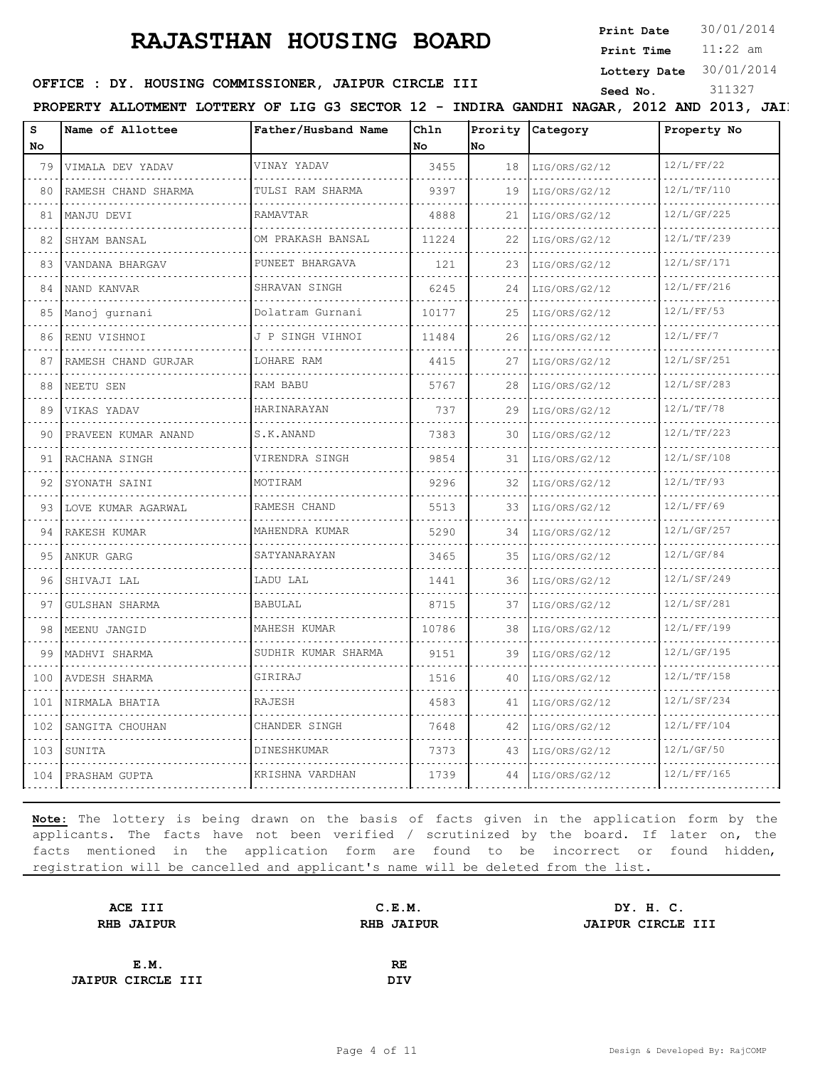# RAJASTHAN HOUSING BOARD

**Print Date** 30/01/2014
**Print Time** 11:22 am
**Lottery Date** 30/01/2014
**Seed No.** 311327

**OFFICE : DY. HOUSING COMMISSIONER, JAIPUR CIRCLE III**

**PROPERTY ALLOTMENT LOTTERY OF LIG G3 SECTOR 12 - INDIRA GANDHI NAGAR, 2012 AND 2013, JAI**

| S No | Name of Allottee | Father/Husband Name | Chln No | Prority No | Category | Property No |
|---|---|---|---|---|---|---|
| 79 | VIMALA DEV YADAV | VINAY YADAV | 3455 | 18 | LIG/ORS/G2/12 | 12/L/FF/22 |
| 80 | RAMESH CHAND SHARMA | TULSI RAM SHARMA | 9397 | 19 | LIG/ORS/G2/12 | 12/L/TF/110 |
| 81 | MANJU DEVI | RAMAVTAR | 4888 | 21 | LIG/ORS/G2/12 | 12/L/GF/225 |
| 82 | SHYAM BANSAL | OM PRAKASH BANSAL | 11224 | 22 | LIG/ORS/G2/12 | 12/L/TF/239 |
| 83 | VANDANA BHARGAV | PUNEET BHARGAVA | 121 | 23 | LIG/ORS/G2/12 | 12/L/SF/171 |
| 84 | NAND KANVAR | SHRAVAN SINGH | 6245 | 24 | LIG/ORS/G2/12 | 12/L/FF/216 |
| 85 | Manoj gurnani | Dolatram Gurnani | 10177 | 25 | LIG/ORS/G2/12 | 12/L/FF/53 |
| 86 | RENU VISHNOI | J P SINGH VIHNOI | 11484 | 26 | LIG/ORS/G2/12 | 12/L/FF/7 |
| 87 | RAMESH CHAND GURJAR | LOHARE RAM | 4415 | 27 | LIG/ORS/G2/12 | 12/L/SF/251 |
| 88 | NEETU SEN | RAM BABU | 5767 | 28 | LIG/ORS/G2/12 | 12/L/SF/283 |
| 89 | VIKAS YADAV | HARINARAYAN | 737 | 29 | LIG/ORS/G2/12 | 12/L/TF/78 |
| 90 | PRAVEEN KUMAR ANAND | S.K.ANAND | 7383 | 30 | LIG/ORS/G2/12 | 12/L/TF/223 |
| 91 | RACHANA SINGH | VIRENDRA SINGH | 9854 | 31 | LIG/ORS/G2/12 | 12/L/SF/108 |
| 92 | SYONATH SAINI | MOTIRAM | 9296 | 32 | LIG/ORS/G2/12 | 12/L/TF/93 |
| 93 | LOVE KUMAR AGARWAL | RAMESH CHAND | 5513 | 33 | LIG/ORS/G2/12 | 12/L/FF/69 |
| 94 | RAKESH KUMAR | MAHENDRA KUMAR | 5290 | 34 | LIG/ORS/G2/12 | 12/L/GF/257 |
| 95 | ANKUR GARG | SATYANARAYAN | 3465 | 35 | LIG/ORS/G2/12 | 12/L/GF/84 |
| 96 | SHIVAJI LAL | LADU LAL | 1441 | 36 | LIG/ORS/G2/12 | 12/L/SF/249 |
| 97 | GULSHAN SHARMA | BABULAL | 8715 | 37 | LIG/ORS/G2/12 | 12/L/SF/281 |
| 98 | MEENU JANGID | MAHESH KUMAR | 10786 | 38 | LIG/ORS/G2/12 | 12/L/FF/199 |
| 99 | MADHVI SHARMA | SUDHIR KUMAR SHARMA | 9151 | 39 | LIG/ORS/G2/12 | 12/L/GF/195 |
| 100 | AVDESH SHARMA | GIRIRAJ | 1516 | 40 | LIG/ORS/G2/12 | 12/L/TF/158 |
| 101 | NIRMALA BHATIA | RAJESH | 4583 | 41 | LIG/ORS/G2/12 | 12/L/SF/234 |
| 102 | SANGITA CHOUHAN | CHANDER SINGH | 7648 | 42 | LIG/ORS/G2/12 | 12/L/FF/104 |
| 103 | SUNITA | DINESHKUMAR | 7373 | 43 | LIG/ORS/G2/12 | 12/L/GF/50 |
| 104 | PRASHAM GUPTA | KRISHNA VARDHAN | 1739 | 44 | LIG/ORS/G2/12 | 12/L/FF/165 |

**Note:** The lottery is being drawn on the basis of facts given in the application form by the applicants. The facts have not been verified / scrutinized by the board. If later on, the facts mentioned in the application form are found to be incorrect or found hidden, registration will be cancelled and applicant's name will be deleted from the list.

**ACE III**
**RHB JAIPUR**

**C.E.M.**
**RHB JAIPUR**

**DY. H. C.**
**JAIPUR CIRCLE III**

**E.M.**
**JAIPUR CIRCLE III**

**RE**
**DIV**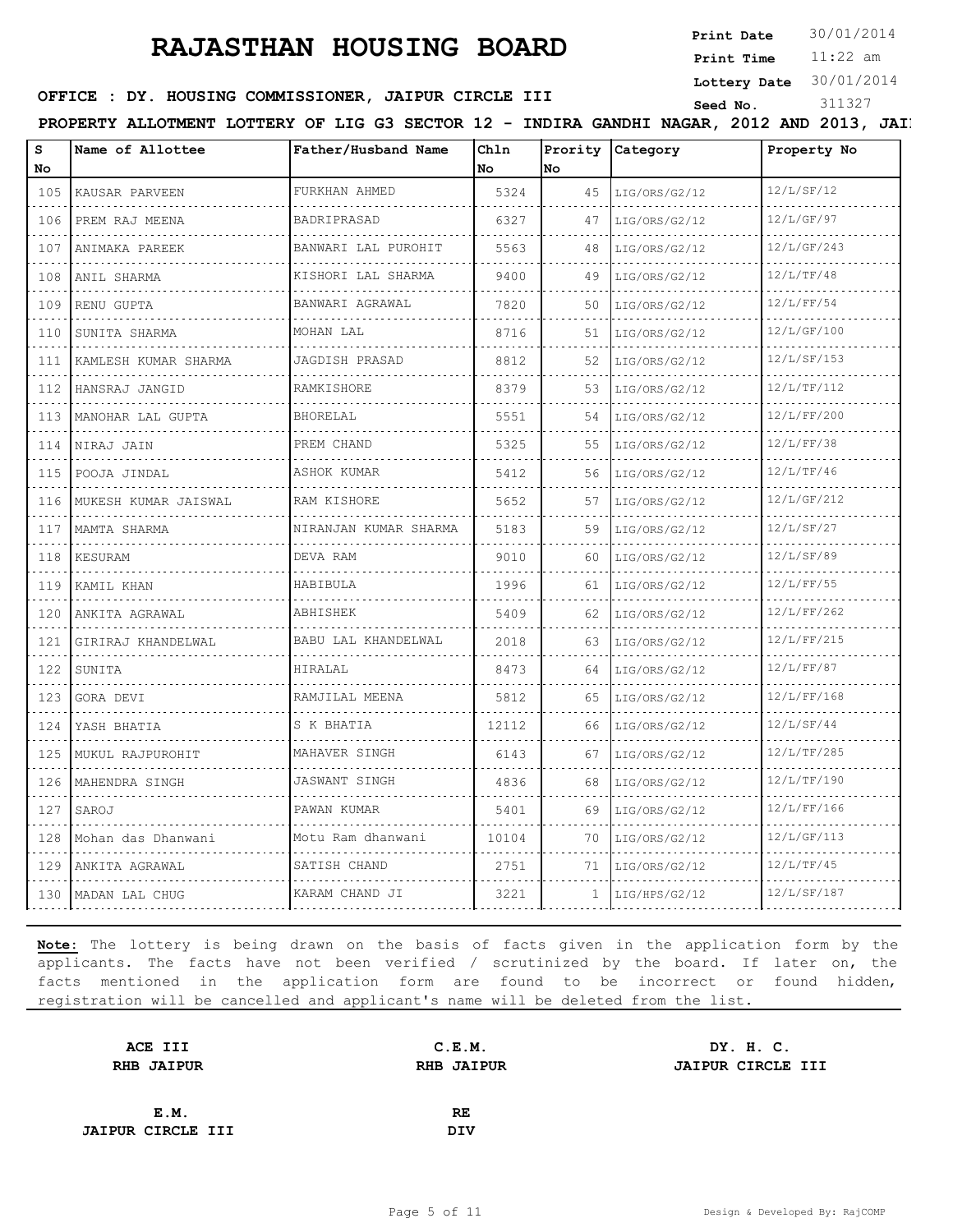# RAJASTHAN HOUSING BOARD

**Print Date** 30/01/2014
**Print Time** 11:22 am
**Lottery Date** 30/01/2014
**Seed No.** 311327

**OFFICE : DY. HOUSING COMMISSIONER, JAIPUR CIRCLE III**

**PROPERTY ALLOTMENT LOTTERY OF LIG G3 SECTOR 12 - INDIRA GANDHI NAGAR, 2012 AND 2013, JAI**

| S No | Name of Allottee | Father/Husband Name | Chln No | Prority No | Category | Property No |
|---|---|---|---|---|---|---|
| 105 | KAUSAR PARVEEN | FURKHAN AHMED | 5324 | 45 | LIG/ORS/G2/12 | 12/L/SF/12 |
| 106 | PREM RAJ MEENA | BADRIPRASAD | 6327 | 47 | LIG/ORS/G2/12 | 12/L/GF/97 |
| 107 | ANIMAKA PAREEK | BANWARI LAL PUROHIT | 5563 | 48 | LIG/ORS/G2/12 | 12/L/GF/243 |
| 108 | ANIL SHARMA | KISHORI LAL SHARMA | 9400 | 49 | LIG/ORS/G2/12 | 12/L/TF/48 |
| 109 | RENU GUPTA | BANWARI AGRAWAL | 7820 | 50 | LIG/ORS/G2/12 | 12/L/FF/54 |
| 110 | SUNITA SHARMA | MOHAN LAL | 8716 | 51 | LIG/ORS/G2/12 | 12/L/GF/100 |
| 111 | KAMLESH KUMAR SHARMA | JAGDISH PRASAD | 8812 | 52 | LIG/ORS/G2/12 | 12/L/SF/153 |
| 112 | HANSRAJ JANGID | RAMKISHORE | 8379 | 53 | LIG/ORS/G2/12 | 12/L/TF/112 |
| 113 | MANOHAR LAL GUPTA | BHORELAL | 5551 | 54 | LIG/ORS/G2/12 | 12/L/FF/200 |
| 114 | NIRAJ JAIN | PREM CHAND | 5325 | 55 | LIG/ORS/G2/12 | 12/L/FF/38 |
| 115 | POOJA JINDAL | ASHOK KUMAR | 5412 | 56 | LIG/ORS/G2/12 | 12/L/TF/46 |
| 116 | MUKESH KUMAR JAISWAL | RAM KISHORE | 5652 | 57 | LIG/ORS/G2/12 | 12/L/GF/212 |
| 117 | MAMTA SHARMA | NIRANJAN KUMAR SHARMA | 5183 | 59 | LIG/ORS/G2/12 | 12/L/SF/27 |
| 118 | KESURAM | DEVA RAM | 9010 | 60 | LIG/ORS/G2/12 | 12/L/SF/89 |
| 119 | KAMIL KHAN | HABIBULA | 1996 | 61 | LIG/ORS/G2/12 | 12/L/FF/55 |
| 120 | ANKITA AGRAWAL | ABHISHEK | 5409 | 62 | LIG/ORS/G2/12 | 12/L/FF/262 |
| 121 | GIRIRAJ KHANDELWAL | BABU LAL KHANDELWAL | 2018 | 63 | LIG/ORS/G2/12 | 12/L/FF/215 |
| 122 | SUNITA | HIRALAL | 8473 | 64 | LIG/ORS/G2/12 | 12/L/FF/87 |
| 123 | GORA DEVI | RAMJILAL MEENA | 5812 | 65 | LIG/ORS/G2/12 | 12/L/FF/168 |
| 124 | YASH BHATIA | S K BHATIA | 12112 | 66 | LIG/ORS/G2/12 | 12/L/SF/44 |
| 125 | MUKUL RAJPUROHIT | MAHAVER SINGH | 6143 | 67 | LIG/ORS/G2/12 | 12/L/TF/285 |
| 126 | MAHENDRA SINGH | JASWANT SINGH | 4836 | 68 | LIG/ORS/G2/12 | 12/L/TF/190 |
| 127 | SAROJ | PAWAN KUMAR | 5401 | 69 | LIG/ORS/G2/12 | 12/L/FF/166 |
| 128 | Mohan das Dhanwani | Motu Ram dhanwani | 10104 | 70 | LIG/ORS/G2/12 | 12/L/GF/113 |
| 129 | ANKITA AGRAWAL | SATISH CHAND | 2751 | 71 | LIG/ORS/G2/12 | 12/L/TF/45 |
| 130 | MADAN LAL CHUG | KARAM CHAND JI | 3221 | 1 | LIG/HPS/G2/12 | 12/L/SF/187 |

**Note:** The lottery is being drawn on the basis of facts given in the application form by the applicants. The facts have not been verified / scrutinized by the board. If later on, the facts mentioned in the application form are found to be incorrect or found hidden, registration will be cancelled and applicant's name will be deleted from the list.

| | | |
|---|---|---|
| **ACE III**<br>**RHB JAIPUR** | **C.E.M.**<br>**RHB JAIPUR** | **DY. H. C.**<br>**JAIPUR CIRCLE III** |
| **E.M.**<br>**JAIPUR CIRCLE III** | **RE**<br>**DIV** | |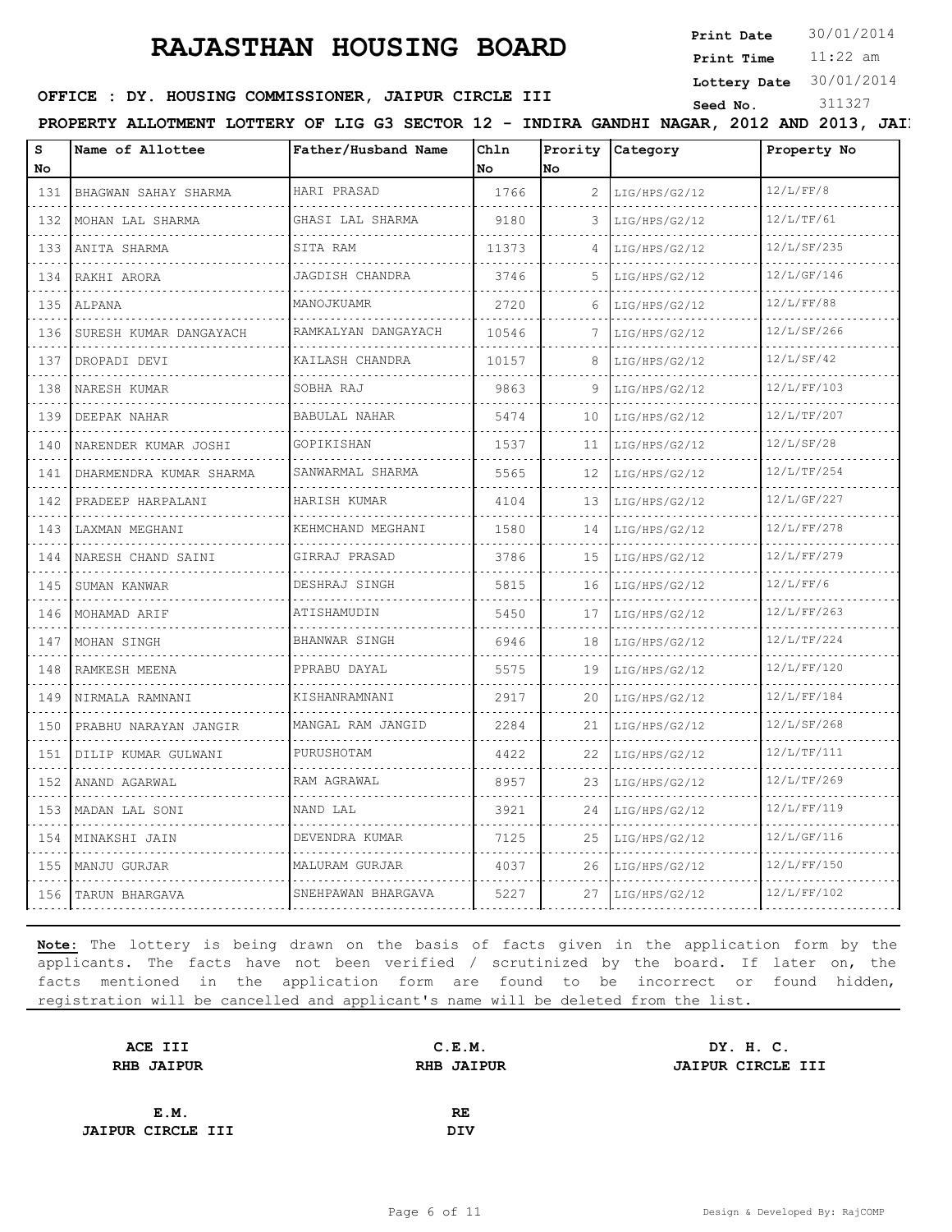# RAJASTHAN HOUSING BOARD

**Print Date** 30/01/2014
**Print Time** 11:22 am
**Lottery Date** 30/01/2014
**Seed No.** 311327

**OFFICE : DY. HOUSING COMMISSIONER, JAIPUR CIRCLE III**

**PROPERTY ALLOTMENT LOTTERY OF LIG G3 SECTOR 12 - INDIRA GANDHI NAGAR, 2012 AND 2013, JAI**

| S No | Name of Allottee | Father/Husband Name | Chln No | Prority No | Category | Property No |
|---|---|---|---|---|---|---|
| 131 | BHAGWAN SAHAY SHARMA | HARI PRASAD | 1766 | 2 | LIG/HPS/G2/12 | 12/L/FF/8 |
| 132 | MOHAN LAL SHARMA | GHASI LAL SHARMA | 9180 | 3 | LIG/HPS/G2/12 | 12/L/TF/61 |
| 133 | ANITA SHARMA | SITA RAM | 11373 | 4 | LIG/HPS/G2/12 | 12/L/SF/235 |
| 134 | RAKHI ARORA | JAGDISH CHANDRA | 3746 | 5 | LIG/HPS/G2/12 | 12/L/GF/146 |
| 135 | ALPANA | MANOJKUAMR | 2720 | 6 | LIG/HPS/G2/12 | 12/L/FF/88 |
| 136 | SURESH KUMAR DANGAYACH | RAMKALYAN DANGAYACH | 10546 | 7 | LIG/HPS/G2/12 | 12/L/SF/266 |
| 137 | DROPADI DEVI | KAILASH CHANDRA | 10157 | 8 | LIG/HPS/G2/12 | 12/L/SF/42 |
| 138 | NARESH KUMAR | SOBHA RAJ | 9863 | 9 | LIG/HPS/G2/12 | 12/L/FF/103 |
| 139 | DEEPAK NAHAR | BABULAL NAHAR | 5474 | 10 | LIG/HPS/G2/12 | 12/L/TF/207 |
| 140 | NARENDER KUMAR JOSHI | GOPIKISHAN | 1537 | 11 | LIG/HPS/G2/12 | 12/L/SF/28 |
| 141 | DHARMENDRA KUMAR SHARMA | SANWARMAL SHARMA | 5565 | 12 | LIG/HPS/G2/12 | 12/L/TF/254 |
| 142 | PRADEEP HARPALANI | HARISH KUMAR | 4104 | 13 | LIG/HPS/G2/12 | 12/L/GF/227 |
| 143 | LAXMAN MEGHANI | KEHMCHAND MEGHANI | 1580 | 14 | LIG/HPS/G2/12 | 12/L/FF/278 |
| 144 | NARESH CHAND SAINI | GIRRAJ PRASAD | 3786 | 15 | LIG/HPS/G2/12 | 12/L/FF/279 |
| 145 | SUMAN KANWAR | DESHRAJ SINGH | 5815 | 16 | LIG/HPS/G2/12 | 12/L/FF/6 |
| 146 | MOHAMAD ARIF | ATISHAMUDIN | 5450 | 17 | LIG/HPS/G2/12 | 12/L/FF/263 |
| 147 | MOHAN SINGH | BHANWAR SINGH | 6946 | 18 | LIG/HPS/G2/12 | 12/L/TF/224 |
| 148 | RAMKESH MEENA | PPRABU DAYAL | 5575 | 19 | LIG/HPS/G2/12 | 12/L/FF/120 |
| 149 | NIRMALA RAMNANI | KISHANRAMNANI | 2917 | 20 | LIG/HPS/G2/12 | 12/L/FF/184 |
| 150 | PRABHU NARAYAN JANGIR | MANGAL RAM JANGID | 2284 | 21 | LIG/HPS/G2/12 | 12/L/SF/268 |
| 151 | DILIP KUMAR GULWANI | PURUSHOTAM | 4422 | 22 | LIG/HPS/G2/12 | 12/L/TF/111 |
| 152 | ANAND AGARWAL | RAM AGRAWAL | 8957 | 23 | LIG/HPS/G2/12 | 12/L/TF/269 |
| 153 | MADAN LAL SONI | NAND LAL | 3921 | 24 | LIG/HPS/G2/12 | 12/L/FF/119 |
| 154 | MINAKSHI JAIN | DEVENDRA KUMAR | 7125 | 25 | LIG/HPS/G2/12 | 12/L/GF/116 |
| 155 | MANJU GURJAR | MALURAM GURJAR | 4037 | 26 | LIG/HPS/G2/12 | 12/L/FF/150 |
| 156 | TARUN BHARGAVA | SNEHPAWAN BHARGAVA | 5227 | 27 | LIG/HPS/G2/12 | 12/L/FF/102 |

**Note:** The lottery is being drawn on the basis of facts given in the application form by the applicants. The facts have not been verified / scrutinized by the board. If later on, the facts mentioned in the application form are found to be incorrect or found hidden, registration will be cancelled and applicant's name will be deleted from the list.

| **ACE III** | **C.E.M.** | **DY. H. C.** |
|---|---|---|
| **RHB JAIPUR** | **RHB JAIPUR** | **JAIPUR CIRCLE III** |

| **E.M.** | **RE** |
|---|---|
| **JAIPUR CIRCLE III** | **DIV** |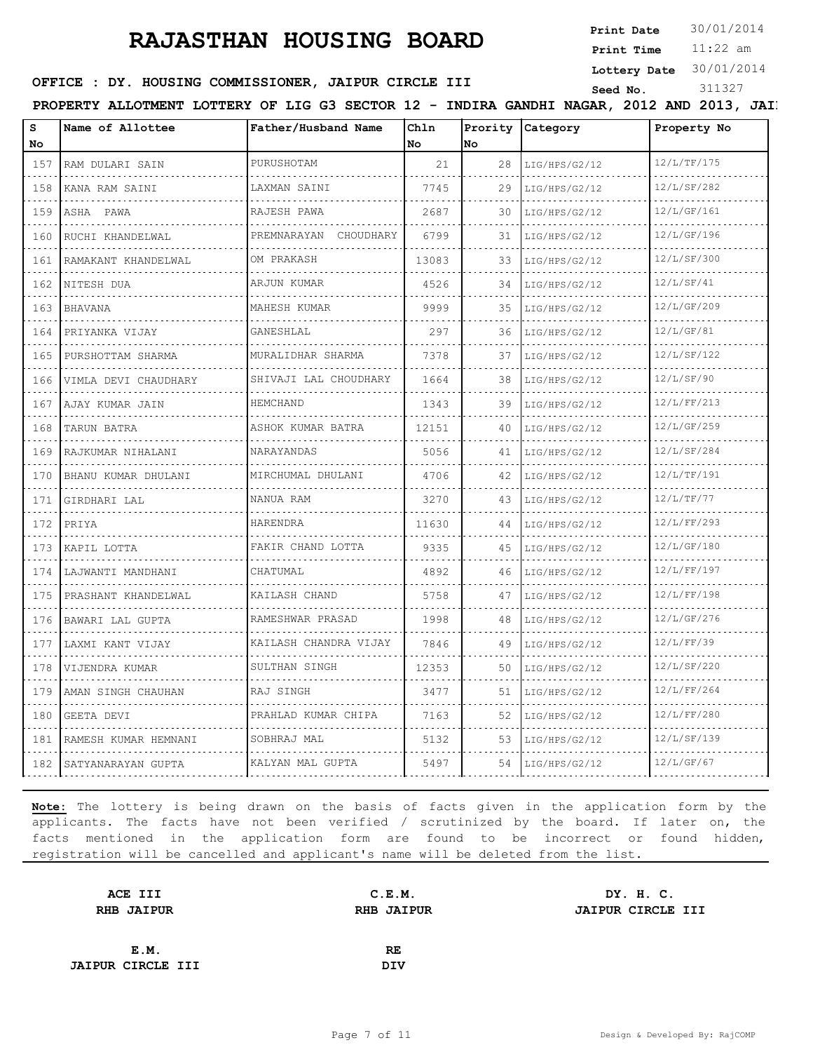# RAJASTHAN HOUSING BOARD

**Print Date** 30/01/2014
**Print Time** 11:22 am
**Lottery Date** 30/01/2014
**Seed No.** 311327

**OFFICE : DY. HOUSING COMMISSIONER, JAIPUR CIRCLE III**

**PROPERTY ALLOTMENT LOTTERY OF LIG G3 SECTOR 12 - INDIRA GANDHI NAGAR, 2012 AND 2013, JAI**

| S No | Name of Allottee | Father/Husband Name | Chln No | Prority No | Category | Property No |
|---|---|---|---|---|---|---|
| 157 | RAM DULARI SAIN | PURUSHOTAM | 21 | 28 | LIG/HPS/G2/12 | 12/L/TF/175 |
| 158 | KANA RAM SAINI | LAXMAN SAINI | 7745 | 29 | LIG/HPS/G2/12 | 12/L/SF/282 |
| 159 | ASHA PAWA | RAJESH PAWA | 2687 | 30 | LIG/HPS/G2/12 | 12/L/GF/161 |
| 160 | RUCHI KHANDELWAL | PREMNARAYAN CHOUDHARY | 6799 | 31 | LIG/HPS/G2/12 | 12/L/GF/196 |
| 161 | RAMAKANT KHANDELWAL | OM PRAKASH | 13083 | 33 | LIG/HPS/G2/12 | 12/L/SF/300 |
| 162 | NITESH DUA | ARJUN KUMAR | 4526 | 34 | LIG/HPS/G2/12 | 12/L/SF/41 |
| 163 | BHAVANA | MAHESH KUMAR | 9999 | 35 | LIG/HPS/G2/12 | 12/L/GF/209 |
| 164 | PRIYANKA VIJAY | GANESHLAL | 297 | 36 | LIG/HPS/G2/12 | 12/L/GF/81 |
| 165 | PURSHOTTAM SHARMA | MURALIDHAR SHARMA | 7378 | 37 | LIG/HPS/G2/12 | 12/L/SF/122 |
| 166 | VIMLA DEVI CHAUDHARY | SHIVAJI LAL CHOUDHARY | 1664 | 38 | LIG/HPS/G2/12 | 12/L/SF/90 |
| 167 | AJAY KUMAR JAIN | HEMCHAND | 1343 | 39 | LIG/HPS/G2/12 | 12/L/FF/213 |
| 168 | TARUN BATRA | ASHOK KUMAR BATRA | 12151 | 40 | LIG/HPS/G2/12 | 12/L/GF/259 |
| 169 | RAJKUMAR NIHALANI | NARAYANDAS | 5056 | 41 | LIG/HPS/G2/12 | 12/L/SF/284 |
| 170 | BHANU KUMAR DHULANI | MIRCHUMAL DHULANI | 4706 | 42 | LIG/HPS/G2/12 | 12/L/TF/191 |
| 171 | GIRDHARI LAL | NANUA RAM | 3270 | 43 | LIG/HPS/G2/12 | 12/L/TF/77 |
| 172 | PRIYA | HARENDRA | 11630 | 44 | LIG/HPS/G2/12 | 12/L/FF/293 |
| 173 | KAPIL LOTTA | FAKIR CHAND LOTTA | 9335 | 45 | LIG/HPS/G2/12 | 12/L/GF/180 |
| 174 | LAJWANTI MANDHANI | CHATUMAL | 4892 | 46 | LIG/HPS/G2/12 | 12/L/FF/197 |
| 175 | PRASHANT KHANDELWAL | KAILASH CHAND | 5758 | 47 | LIG/HPS/G2/12 | 12/L/FF/198 |
| 176 | BAWARI LAL GUPTA | RAMESHWAR PRASAD | 1998 | 48 | LIG/HPS/G2/12 | 12/L/GF/276 |
| 177 | LAXMI KANT VIJAY | KAILASH CHANDRA VIJAY | 7846 | 49 | LIG/HPS/G2/12 | 12/L/FF/39 |
| 178 | VIJENDRA KUMAR | SULTHAN SINGH | 12353 | 50 | LIG/HPS/G2/12 | 12/L/SF/220 |
| 179 | AMAN SINGH CHAUHAN | RAJ SINGH | 3477 | 51 | LIG/HPS/G2/12 | 12/L/FF/264 |
| 180 | GEETA DEVI | PRAHLAD KUMAR CHIPA | 7163 | 52 | LIG/HPS/G2/12 | 12/L/FF/280 |
| 181 | RAMESH KUMAR HEMNANI | SOBHRAJ MAL | 5132 | 53 | LIG/HPS/G2/12 | 12/L/SF/139 |
| 182 | SATYANARAYAN GUPTA | KALYAN MAL GUPTA | 5497 | 54 | LIG/HPS/G2/12 | 12/L/GF/67 |

**Note:** The lottery is being drawn on the basis of facts given in the application form by the applicants. The facts have not been verified / scrutinized by the board. If later on, the facts mentioned in the application form are found to be incorrect or found hidden, registration will be cancelled and applicant's name will be deleted from the list.

**ACE III**
**RHB JAIPUR**

**C.E.M.**
**RHB JAIPUR**

**DY. H. C.**
**JAIPUR CIRCLE III**

**E.M.**
**JAIPUR CIRCLE III**

**RE**
**DIV**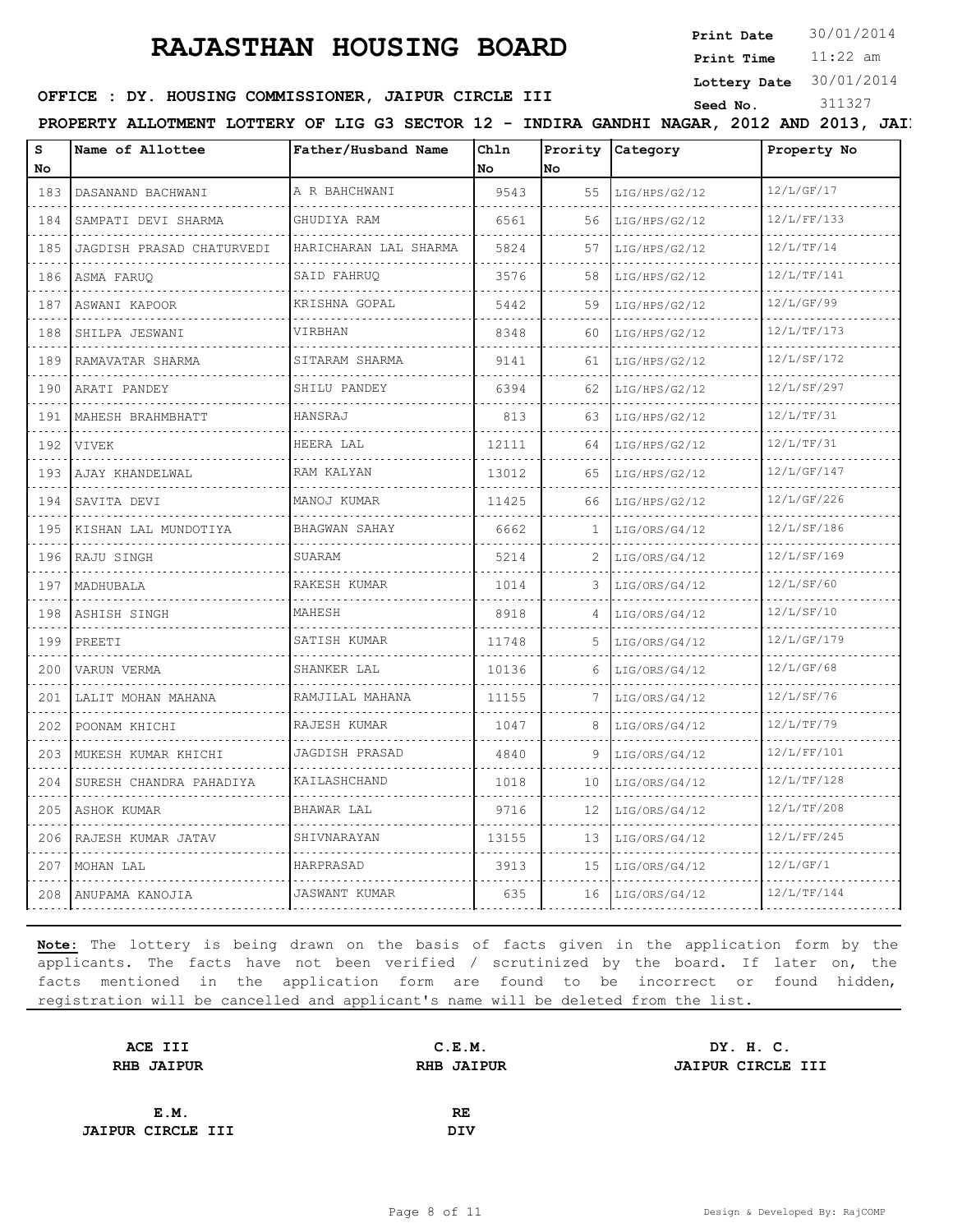# RAJASTHAN HOUSING BOARD

**Print Date** 30/01/2014
**Print Time** 11:22 am
**Lottery Date** 30/01/2014
**Seed No.** 311327

**OFFICE : DY. HOUSING COMMISSIONER, JAIPUR CIRCLE III**

**PROPERTY ALLOTMENT LOTTERY OF LIG G3 SECTOR 12 - INDIRA GANDHI NAGAR, 2012 AND 2013, JAI**

| S No | Name of Allottee | Father/Husband Name | Chln No | Prority No | Category | Property No |
|---|---|---|---|---|---|---|
| 183 | DASANAND BACHWANI | A R BAHCHWANI | 9543 | 55 | LIG/HPS/G2/12 | 12/L/GF/17 |
| 184 | SAMPATI DEVI SHARMA | GHUDIYA RAM | 6561 | 56 | LIG/HPS/G2/12 | 12/L/FF/133 |
| 185 | JAGDISH PRASAD CHATURVEDI | HARICHARAN LAL SHARMA | 5824 | 57 | LIG/HPS/G2/12 | 12/L/TF/14 |
| 186 | ASMA FARUQ | SAID FAHRUQ | 3576 | 58 | LIG/HPS/G2/12 | 12/L/TF/141 |
| 187 | ASWANI KAPOOR | KRISHNA GOPAL | 5442 | 59 | LIG/HPS/G2/12 | 12/L/GF/99 |
| 188 | SHILPA JESWANI | VIRBHAN | 8348 | 60 | LIG/HPS/G2/12 | 12/L/TF/173 |
| 189 | RAMAVATAR SHARMA | SITARAM SHARMA | 9141 | 61 | LIG/HPS/G2/12 | 12/L/SF/172 |
| 190 | ARATI PANDEY | SHILU PANDEY | 6394 | 62 | LIG/HPS/G2/12 | 12/L/SF/297 |
| 191 | MAHESH BRAHMBHATT | HANSRAJ | 813 | 63 | LIG/HPS/G2/12 | 12/L/TF/31 |
| 192 | VIVEK | HEERA LAL | 12111 | 64 | LIG/HPS/G2/12 | 12/L/TF/31 |
| 193 | AJAY KHANDELWAL | RAM KALYAN | 13012 | 65 | LIG/HPS/G2/12 | 12/L/GF/147 |
| 194 | SAVITA DEVI | MANOJ KUMAR | 11425 | 66 | LIG/HPS/G2/12 | 12/L/GF/226 |
| 195 | KISHAN LAL MUNDOTIYA | BHAGWAN SAHAY | 6662 | 1 | LIG/ORS/G4/12 | 12/L/SF/186 |
| 196 | RAJU SINGH | SUARAM | 5214 | 2 | LIG/ORS/G4/12 | 12/L/SF/169 |
| 197 | MADHUBALA | RAKESH KUMAR | 1014 | 3 | LIG/ORS/G4/12 | 12/L/SF/60 |
| 198 | ASHISH SINGH | MAHESH | 8918 | 4 | LIG/ORS/G4/12 | 12/L/SF/10 |
| 199 | PREETI | SATISH KUMAR | 11748 | 5 | LIG/ORS/G4/12 | 12/L/GF/179 |
| 200 | VARUN VERMA | SHANKER LAL | 10136 | 6 | LIG/ORS/G4/12 | 12/L/GF/68 |
| 201 | LALIT MOHAN MAHANA | RAMJILAL MAHANA | 11155 | 7 | LIG/ORS/G4/12 | 12/L/SF/76 |
| 202 | POONAM KHICHI | RAJESH KUMAR | 1047 | 8 | LIG/ORS/G4/12 | 12/L/TF/79 |
| 203 | MUKESH KUMAR KHICHI | JAGDISH PRASAD | 4840 | 9 | LIG/ORS/G4/12 | 12/L/FF/101 |
| 204 | SURESH CHANDRA PAHADIYA | KAILASHCHAND | 1018 | 10 | LIG/ORS/G4/12 | 12/L/TF/128 |
| 205 | ASHOK KUMAR | BHAWAR LAL | 9716 | 12 | LIG/ORS/G4/12 | 12/L/TF/208 |
| 206 | RAJESH KUMAR JATAV | SHIVNARAYAN | 13155 | 13 | LIG/ORS/G4/12 | 12/L/FF/245 |
| 207 | MOHAN LAL | HARPRASAD | 3913 | 15 | LIG/ORS/G4/12 | 12/L/GF/1 |
| 208 | ANUPAMA KANOJIA | JASWANT KUMAR | 635 | 16 | LIG/ORS/G4/12 | 12/L/TF/144 |

**Note:** The lottery is being drawn on the basis of facts given in the application form by the applicants. The facts have not been verified / scrutinized by the board. If later on, the facts mentioned in the application form are found to be incorrect or found hidden, registration will be cancelled and applicant's name will be deleted from the list.

| | | |
|---|---|---|
| **ACE III**<br>**RHB JAIPUR** | **C.E.M.**<br>**RHB JAIPUR** | **DY. H. C.**<br>**JAIPUR CIRCLE III** |
| **E.M.**<br>**JAIPUR CIRCLE III** | **RE**<br>**DIV** | |

Design & Developed By: RajCOMP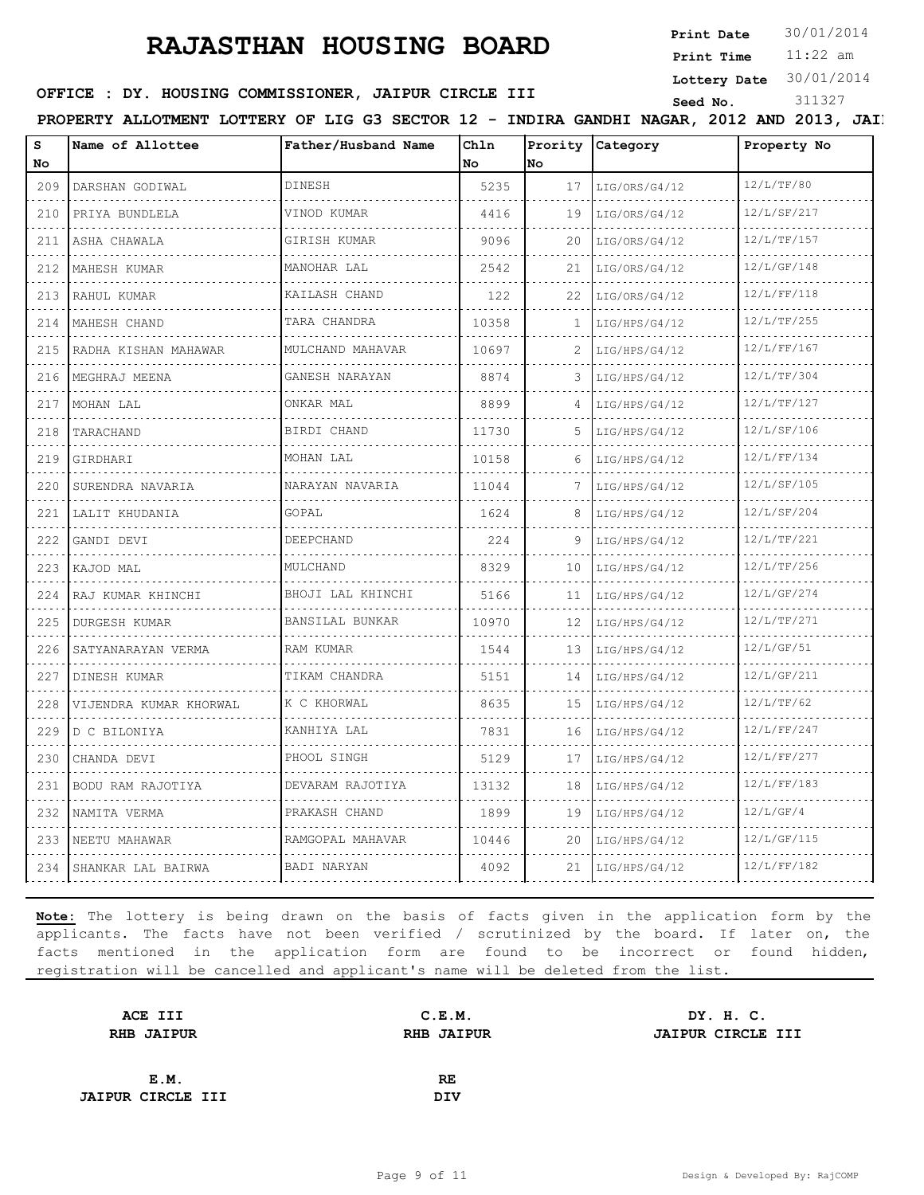# RAJASTHAN HOUSING BOARD

**Print Date** 30/01/2014
**Print Time** 11:22 am
**Lottery Date** 30/01/2014
**Seed No.** 311327

**OFFICE : DY. HOUSING COMMISSIONER, JAIPUR CIRCLE III**

**PROPERTY ALLOTMENT LOTTERY OF LIG G3 SECTOR 12 - INDIRA GANDHI NAGAR, 2012 AND 2013, JAI**

| S No | Name of Allottee | Father/Husband Name | Chln No | Prority No | Category | Property No |
|---|---|---|---|---|---|---|
| 209 | DARSHAN GODIWAL | DINESH | 5235 | 17 | LIG/ORS/G4/12 | 12/L/TF/80 |
| 210 | PRIYA BUNDLELA | VINOD KUMAR | 4416 | 19 | LIG/ORS/G4/12 | 12/L/SF/217 |
| 211 | ASHA CHAWALA | GIRISH KUMAR | 9096 | 20 | LIG/ORS/G4/12 | 12/L/TF/157 |
| 212 | MAHESH KUMAR | MANOHAR LAL | 2542 | 21 | LIG/ORS/G4/12 | 12/L/GF/148 |
| 213 | RAHUL KUMAR | KAILASH CHAND | 122 | 22 | LIG/ORS/G4/12 | 12/L/FF/118 |
| 214 | MAHESH CHAND | TARA CHANDRA | 10358 | 1 | LIG/HPS/G4/12 | 12/L/TF/255 |
| 215 | RADHA KISHAN MAHAWAR | MULCHAND MAHAVAR | 10697 | 2 | LIG/HPS/G4/12 | 12/L/FF/167 |
| 216 | MEGHRAJ MEENA | GANESH NARAYAN | 8874 | 3 | LIG/HPS/G4/12 | 12/L/TF/304 |
| 217 | MOHAN LAL | ONKAR MAL | 8899 | 4 | LIG/HPS/G4/12 | 12/L/TF/127 |
| 218 | TARACHAND | BIRDI CHAND | 11730 | 5 | LIG/HPS/G4/12 | 12/L/SF/106 |
| 219 | GIRDHARI | MOHAN LAL | 10158 | 6 | LIG/HPS/G4/12 | 12/L/FF/134 |
| 220 | SURENDRA NAVARIA | NARAYAN NAVARIA | 11044 | 7 | LIG/HPS/G4/12 | 12/L/SF/105 |
| 221 | LALIT KHUDANIA | GOPAL | 1624 | 8 | LIG/HPS/G4/12 | 12/L/SF/204 |
| 222 | GANDI DEVI | DEEPCHAND | 224 | 9 | LIG/HPS/G4/12 | 12/L/TF/221 |
| 223 | KAJOD MAL | MULCHAND | 8329 | 10 | LIG/HPS/G4/12 | 12/L/TF/256 |
| 224 | RAJ KUMAR KHINCHI | BHOJI LAL KHINCHI | 5166 | 11 | LIG/HPS/G4/12 | 12/L/GF/274 |
| 225 | DURGESH KUMAR | BANSILAL BUNKAR | 10970 | 12 | LIG/HPS/G4/12 | 12/L/TF/271 |
| 226 | SATYANARAYAN VERMA | RAM KUMAR | 1544 | 13 | LIG/HPS/G4/12 | 12/L/GF/51 |
| 227 | DINESH KUMAR | TIKAM CHANDRA | 5151 | 14 | LIG/HPS/G4/12 | 12/L/GF/211 |
| 228 | VIJENDRA KUMAR KHORWAL | K C KHORWAL | 8635 | 15 | LIG/HPS/G4/12 | 12/L/TF/62 |
| 229 | D C BILONIYA | KANHIYA LAL | 7831 | 16 | LIG/HPS/G4/12 | 12/L/FF/247 |
| 230 | CHANDA DEVI | PHOOL SINGH | 5129 | 17 | LIG/HPS/G4/12 | 12/L/FF/277 |
| 231 | BODU RAM RAJOTIYA | DEVARAM RAJOTIYA | 13132 | 18 | LIG/HPS/G4/12 | 12/L/FF/183 |
| 232 | NAMITA VERMA | PRAKASH CHAND | 1899 | 19 | LIG/HPS/G4/12 | 12/L/GF/4 |
| 233 | NEETU MAHAWAR | RAMGOPAL MAHAVAR | 10446 | 20 | LIG/HPS/G4/12 | 12/L/GF/115 |
| 234 | SHANKAR LAL BAIRWA | BADI NARYAN | 4092 | 21 | LIG/HPS/G4/12 | 12/L/FF/182 |

**Note:** The lottery is being drawn on the basis of facts given in the application form by the applicants. The facts have not been verified / scrutinized by the board. If later on, the facts mentioned in the application form are found to be incorrect or found hidden, registration will be cancelled and applicant's name will be deleted from the list.

| ACE III RHB JAIPUR | C.E.M. RHB JAIPUR | DY. H. C. JAIPUR CIRCLE III |
|---|---|---|
| E.M. JAIPUR CIRCLE III | RE DIV | |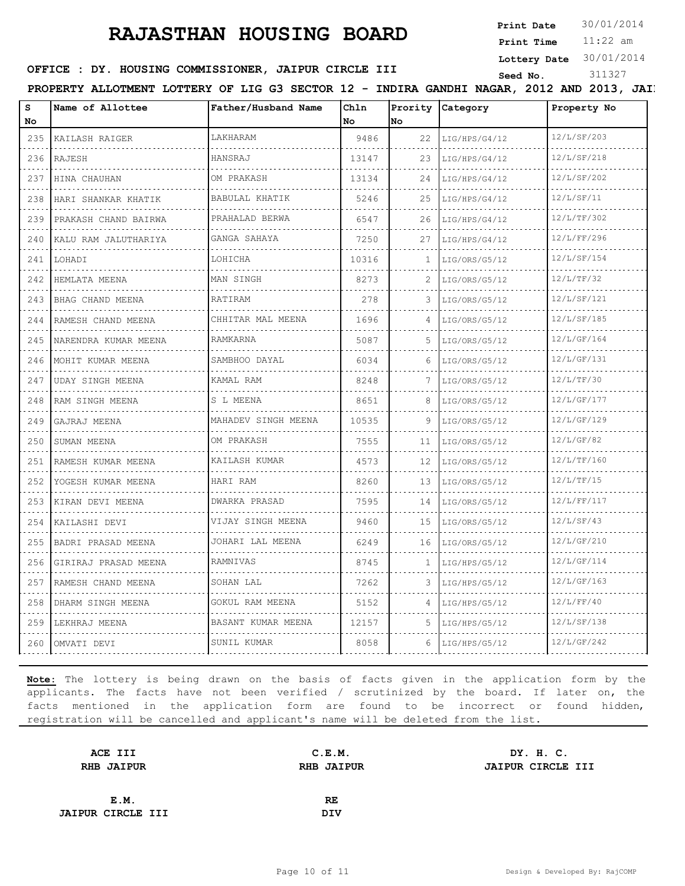# RAJASTHAN HOUSING BOARD

**Print Date** 30/01/2014
**Print Time** 11:22 am
**Lottery Date** 30/01/2014
**Seed No.** 311327

**OFFICE : DY. HOUSING COMMISSIONER, JAIPUR CIRCLE III**

**PROPERTY ALLOTMENT LOTTERY OF LIG G3 SECTOR 12 - INDIRA GANDHI NAGAR, 2012 AND 2013, JAI**

| S No | Name of Allottee | Father/Husband Name | Chln No | Prority No | Category | Property No |
|---|---|---|---|---|---|---|
| 235 | KAILASH RAIGER | LAKHARAM | 9486 | 22 | LIG/HPS/G4/12 | 12/L/SF/203 |
| 236 | RAJESH | HANSRAJ | 13147 | 23 | LIG/HPS/G4/12 | 12/L/SF/218 |
| 237 | HINA CHAUHAN | OM PRAKASH | 13134 | 24 | LIG/HPS/G4/12 | 12/L/SF/202 |
| 238 | HARI SHANKAR KHATIK | BABULAL KHATIK | 5246 | 25 | LIG/HPS/G4/12 | 12/L/SF/11 |
| 239 | PRAKASH CHAND BAIRWA | PRAHALAD BERWA | 6547 | 26 | LIG/HPS/G4/12 | 12/L/TF/302 |
| 240 | KALU RAM JALUTHARIYA | GANGA SAHAYA | 7250 | 27 | LIG/HPS/G4/12 | 12/L/FF/296 |
| 241 | LOHADI | LOHICHA | 10316 | 1 | LIG/ORS/G5/12 | 12/L/SF/154 |
| 242 | HEMLATA MEENA | MAN SINGH | 8273 | 2 | LIG/ORS/G5/12 | 12/L/TF/32 |
| 243 | BHAG CHAND MEENA | RATIRAM | 278 | 3 | LIG/ORS/G5/12 | 12/L/SF/121 |
| 244 | RAMESH CHAND MEENA | CHHITAR MAL MEENA | 1696 | 4 | LIG/ORS/G5/12 | 12/L/SF/185 |
| 245 | NARENDRA KUMAR MEENA | RAMKARNA | 5087 | 5 | LIG/ORS/G5/12 | 12/L/GF/164 |
| 246 | MOHIT KUMAR MEENA | SAMBHOO DAYAL | 6034 | 6 | LIG/ORS/G5/12 | 12/L/GF/131 |
| 247 | UDAY SINGH MEENA | KAMAL RAM | 8248 | 7 | LIG/ORS/G5/12 | 12/L/TF/30 |
| 248 | RAM SINGH MEENA | S L MEENA | 8651 | 8 | LIG/ORS/G5/12 | 12/L/GF/177 |
| 249 | GAJRAJ MEENA | MAHADEV SINGH MEENA | 10535 | 9 | LIG/ORS/G5/12 | 12/L/GF/129 |
| 250 | SUMAN MEENA | OM PRAKASH | 7555 | 11 | LIG/ORS/G5/12 | 12/L/GF/82 |
| 251 | RAMESH KUMAR MEENA | KAILASH KUMAR | 4573 | 12 | LIG/ORS/G5/12 | 12/L/TF/160 |
| 252 | YOGESH KUMAR MEENA | HARI RAM | 8260 | 13 | LIG/ORS/G5/12 | 12/L/TF/15 |
| 253 | KIRAN DEVI MEENA | DWARKA PRASAD | 7595 | 14 | LIG/ORS/G5/12 | 12/L/FF/117 |
| 254 | KAILASHI DEVI | VIJAY SINGH MEENA | 9460 | 15 | LIG/ORS/G5/12 | 12/L/SF/43 |
| 255 | BADRI PRASAD MEENA | JOHARI LAL MEENA | 6249 | 16 | LIG/ORS/G5/12 | 12/L/GF/210 |
| 256 | GIRIRAJ PRASAD MEENA | RAMNIVAS | 8745 | 1 | LIG/HPS/G5/12 | 12/L/GF/114 |
| 257 | RAMESH CHAND MEENA | SOHAN LAL | 7262 | 3 | LIG/HPS/G5/12 | 12/L/GF/163 |
| 258 | DHARM SINGH MEENA | GOKUL RAM MEENA | 5152 | 4 | LIG/HPS/G5/12 | 12/L/FF/40 |
| 259 | LEKHRAJ MEENA | BASANT KUMAR MEENA | 12157 | 5 | LIG/HPS/G5/12 | 12/L/SF/138 |
| 260 | OMVATI DEVI | SUNIL KUMAR | 8058 | 6 | LIG/HPS/G5/12 | 12/L/GF/242 |

**Note:** The lottery is being drawn on the basis of facts given in the application form by the applicants. The facts have not been verified / scrutinized by the board. If later on, the facts mentioned in the application form are found to be incorrect or found hidden, registration will be cancelled and applicant's name will be deleted from the list.

**ACE III**
**RHB JAIPUR**

**C.E.M.**
**RHB JAIPUR**

**DY. H. C.**
**JAIPUR CIRCLE III**

**E.M.**
**JAIPUR CIRCLE III**

**RE**
**DIV**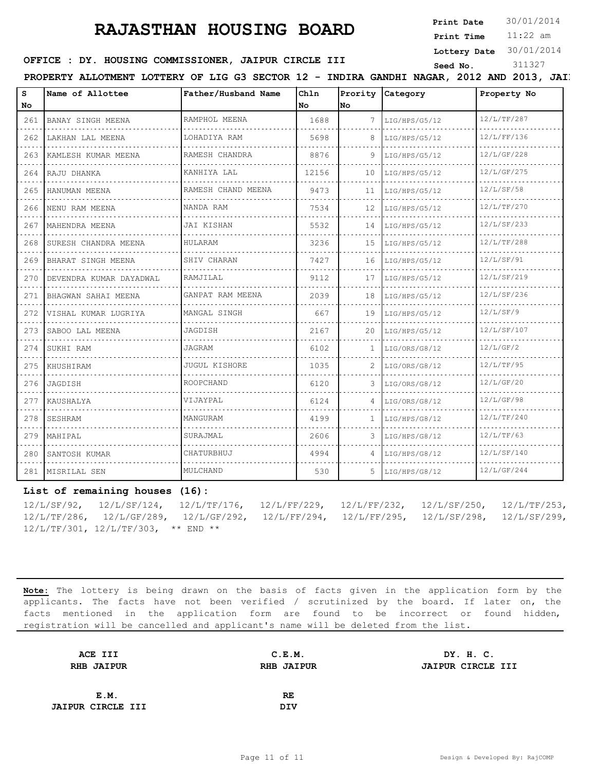# RAJASTHAN HOUSING BOARD

**Print Date** 30/01/2014
**Print Time** 11:22 am
**Lottery Date** 30/01/2014
**Seed No.** 311327

**OFFICE : DY. HOUSING COMMISSIONER, JAIPUR CIRCLE III**

**PROPERTY ALLOTMENT LOTTERY OF LIG G3 SECTOR 12 - INDIRA GANDHI NAGAR, 2012 AND 2013, JAI**

| S No | Name of Allottee | Father/Husband Name | Chln No | Prority No | Category | Property No |
|---|---|---|---|---|---|---|
| 261 | BANAY SINGH MEENA | RAMPHOL MEENA | 1688 | 7 | LIG/HPS/G5/12 | 12/L/TF/287 |
| 262 | LAKHAN LAL MEENA | LOHADIYA RAM | 5698 | 8 | LIG/HPS/G5/12 | 12/L/FF/136 |
| 263 | KAMLESH KUMAR MEENA | RAMESH CHANDRA | 8876 | 9 | LIG/HPS/G5/12 | 12/L/GF/228 |
| 264 | RAJU DHANKA | KANHIYA LAL | 12156 | 10 | LIG/HPS/G5/12 | 12/L/GF/275 |
| 265 | HANUMAN MEENA | RAMESH CHAND MEENA | 9473 | 11 | LIG/HPS/G5/12 | 12/L/SF/58 |
| 266 | NENU RAM MEENA | NANDA RAM | 7534 | 12 | LIG/HPS/G5/12 | 12/L/TF/270 |
| 267 | MAHENDRA MEENA | JAI KISHAN | 5532 | 14 | LIG/HPS/G5/12 | 12/L/SF/233 |
| 268 | SURESH CHANDRA MEENA | HULARAM | 3236 | 15 | LIG/HPS/G5/12 | 12/L/TF/288 |
| 269 | BHARAT SINGH MEENA | SHIV CHARAN | 7427 | 16 | LIG/HPS/G5/12 | 12/L/SF/91 |
| 270 | DEVENDRA KUMAR DAYADWAL | RAMJILAL | 9112 | 17 | LIG/HPS/G5/12 | 12/L/SF/219 |
| 271 | BHAGWAN SAHAI MEENA | GANPAT RAM MEENA | 2039 | 18 | LIG/HPS/G5/12 | 12/L/SF/236 |
| 272 | VISHAL KUMAR LUGRIYA | MANGAL SINGH | 667 | 19 | LIG/HPS/G5/12 | 12/L/SF/9 |
| 273 | SABOO LAL MEENA | JAGDISH | 2167 | 20 | LIG/HPS/G5/12 | 12/L/SF/107 |
| 274 | SUKHI RAM | JAGRAM | 6102 | 1 | LIG/ORS/G8/12 | 12/L/GF/2 |
| 275 | KHUSHIRAM | JUGUL KISHORE | 1035 | 2 | LIG/ORS/G8/12 | 12/L/TF/95 |
| 276 | JAGDISH | ROOPCHAND | 6120 | 3 | LIG/ORS/G8/12 | 12/L/GF/20 |
| 277 | KAUSHALYA | VIJAYPAL | 6124 | 4 | LIG/ORS/G8/12 | 12/L/GF/98 |
| 278 | SESHRAM | MANGURAM | 4199 | 1 | LIG/HPS/G8/12 | 12/L/TF/240 |
| 279 | MAHIPAL | SURAJMAL | 2606 | 3 | LIG/HPS/G8/12 | 12/L/TF/63 |
| 280 | SANTOSH KUMAR | CHATURBHUJ | 4994 | 4 | LIG/HPS/G8/12 | 12/L/SF/140 |
| 281 | MISRILAL SEN | MULCHAND | 530 | 5 | LIG/HPS/G8/12 | 12/L/GF/244 |

### List of remaining houses (16):

12/L/SF/92, 12/L/SF/124, 12/L/TF/176, 12/L/FF/229, 12/L/FF/232, 12/L/SF/250, 12/L/TF/253, 12/L/TF/286, 12/L/GF/289, 12/L/GF/292, 12/L/FF/294, 12/L/FF/295, 12/L/SF/298, 12/L/SF/299, 12/L/TF/301, 12/L/TF/303, ** END **

**Note:** The lottery is being drawn on the basis of facts given in the application form by the applicants. The facts have not been verified / scrutinized by the board. If later on, the facts mentioned in the application form are found to be incorrect or found hidden, registration will be cancelled and applicant's name will be deleted from the list.

**ACE III**
**RHB JAIPUR**

**C.E.M.**
**RHB JAIPUR**

**DY. H. C.**
**JAIPUR CIRCLE III**

**E.M.**
**JAIPUR CIRCLE III**

**RE**
**DIV**

Design & Developed By: RajCOMP